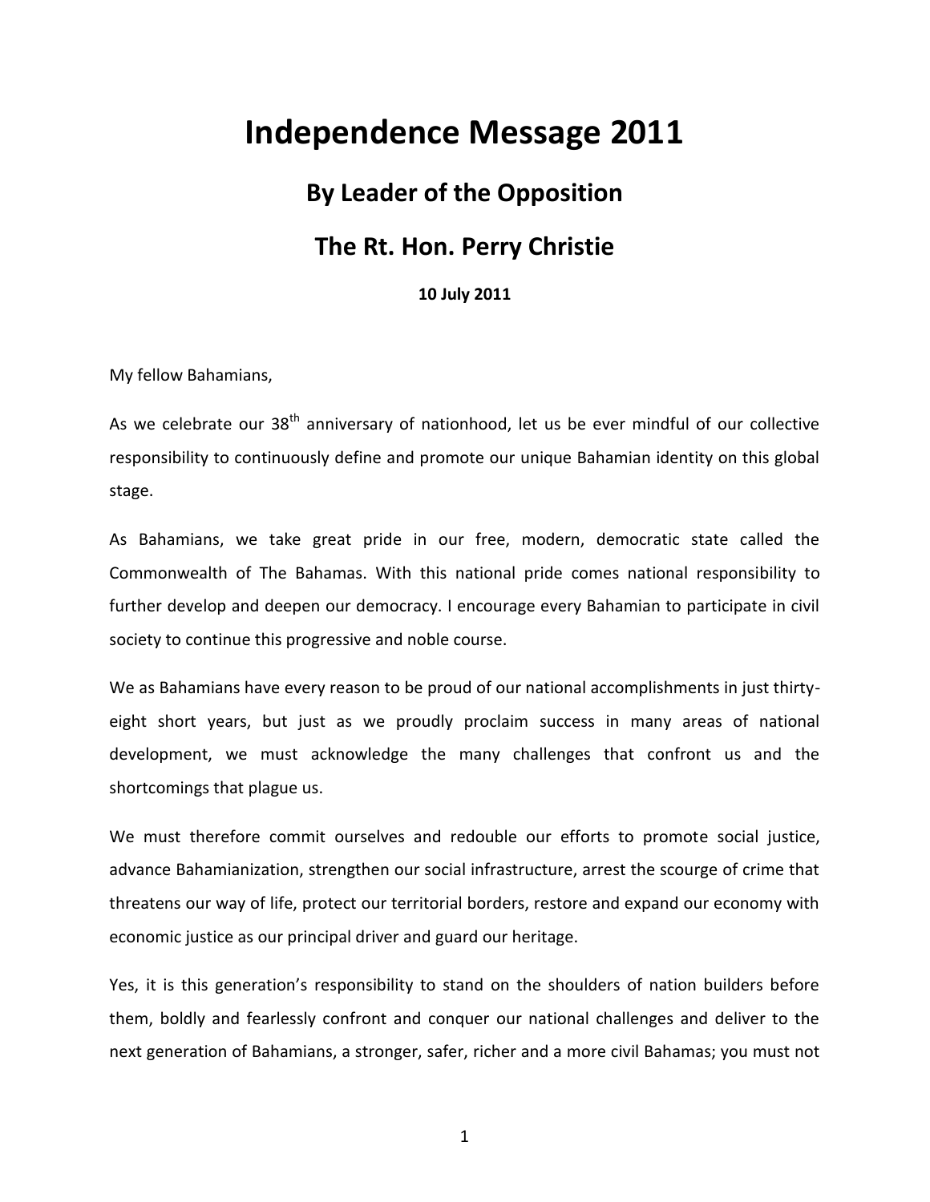# Independence Message 2011

## By Leader of the Opposition

## The Rt. Hon. Perry Christie

**10 July 2011**

My fellow Bahamians,

As we celebrate our 38th anniversary of nationhood, let us be ever mindful of our collective responsibility to continuously define and promote our unique Bahamian identity on this global stage.

As Bahamians, we take great pride in our free, modern, democratic state called the Commonwealth of The Bahamas. With this national pride comes national responsibility to further develop and deepen our democracy. I encourage every Bahamian to participate in civil society to continue this progressive and noble course.

We as Bahamians have every reason to be proud of our national accomplishments in just thirty-eight short years, but just as we proudly proclaim success in many areas of national development, we must acknowledge the many challenges that confront us and the shortcomings that plague us.

We must therefore commit ourselves and redouble our efforts to promote social justice, advance Bahamianization, strengthen our social infrastructure, arrest the scourge of crime that threatens our way of life, protect our territorial borders, restore and expand our economy with economic justice as our principal driver and guard our heritage.

Yes, it is this generation's responsibility to stand on the shoulders of nation builders before them, boldly and fearlessly confront and conquer our national challenges and deliver to the next generation of Bahamians, a stronger, safer, richer and a more civil Bahamas; you must not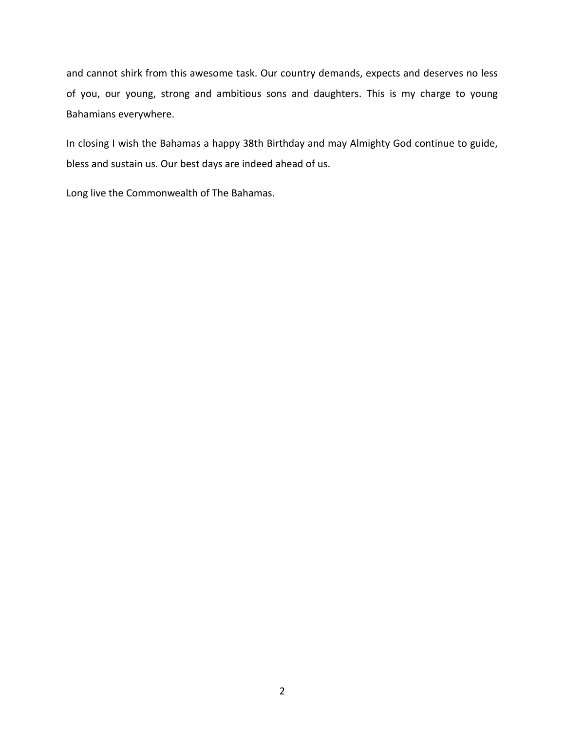and cannot shirk from this awesome task. Our country demands, expects and deserves no less of you, our young, strong and ambitious sons and daughters. This is my charge to young Bahamians everywhere.

In closing I wish the Bahamas a happy 38th Birthday and may Almighty God continue to guide, bless and sustain us. Our best days are indeed ahead of us.

Long live the Commonwealth of The Bahamas.